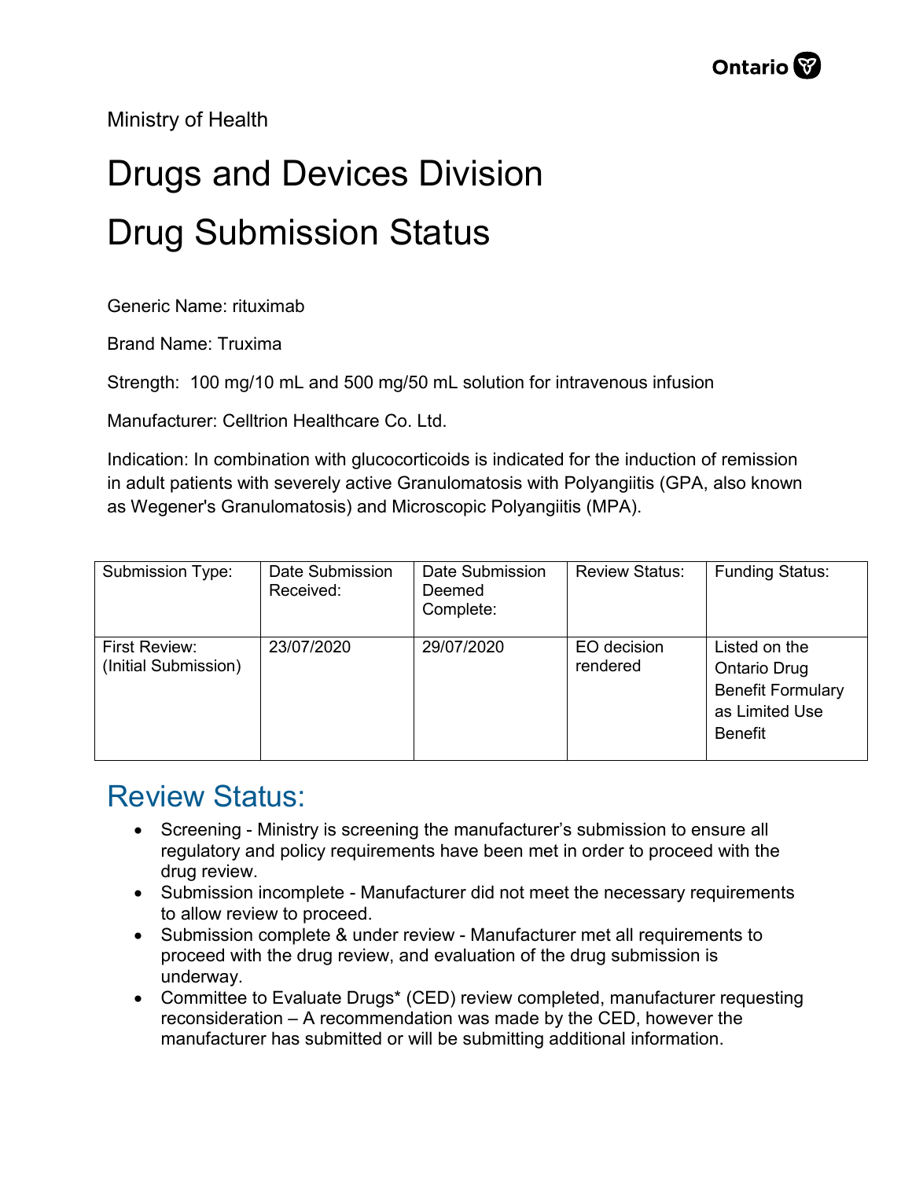Ministry of Health

# Drugs and Devices Division

# Drug Submission Status

Generic Name: rituximab

Brand Name: Truxima

Strength: 100 mg/10 mL and 500 mg/50 mL solution for intravenous infusion

Manufacturer: Celltrion Healthcare Co. Ltd.

Indication: In combination with glucocorticoids is indicated for the induction of remission in adult patients with severely active Granulomatosis with Polyangiitis (GPA, also known as Wegener's Granulomatosis) and Microscopic Polyangiitis (MPA).

| Submission Type: | Date Submission Received: | Date Submission Deemed Complete: | Review Status: | Funding Status: |
| --- | --- | --- | --- | --- |
| First Review: (Initial Submission) | 23/07/2020 | 29/07/2020 | EO decision rendered | Listed on the Ontario Drug Benefit Formulary as Limited Use Benefit |

## Review Status:

- Screening - Ministry is screening the manufacturer's submission to ensure all regulatory and policy requirements have been met in order to proceed with the drug review.
- Submission incomplete - Manufacturer did not meet the necessary requirements to allow review to proceed.
- Submission complete & under review - Manufacturer met all requirements to proceed with the drug review, and evaluation of the drug submission is underway.
- Committee to Evaluate Drugs* (CED) review completed, manufacturer requesting reconsideration – A recommendation was made by the CED, however the manufacturer has submitted or will be submitting additional information.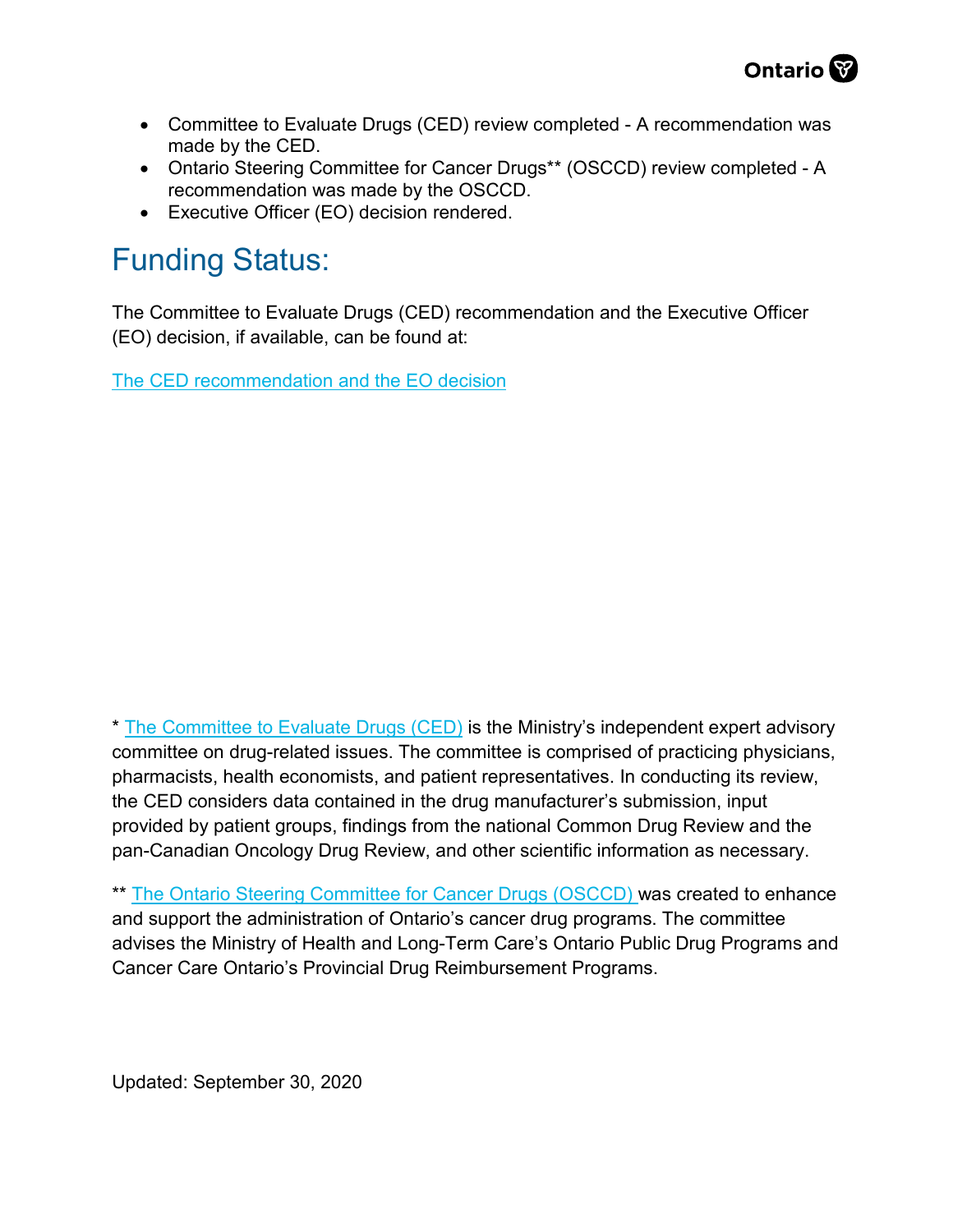- Committee to Evaluate Drugs (CED) review completed - A recommendation was made by the CED.
- Ontario Steering Committee for Cancer Drugs** (OSCCD) review completed - A recommendation was made by the OSCCD.
- Executive Officer (EO) decision rendered.

## Funding Status:

The Committee to Evaluate Drugs (CED) recommendation and the Executive Officer (EO) decision, if available, can be found at:

The CED recommendation and the EO decision

* The Committee to Evaluate Drugs (CED) is the Ministry's independent expert advisory committee on drug-related issues. The committee is comprised of practicing physicians, pharmacists, health economists, and patient representatives. In conducting its review, the CED considers data contained in the drug manufacturer's submission, input provided by patient groups, findings from the national Common Drug Review and the pan-Canadian Oncology Drug Review, and other scientific information as necessary.

** The Ontario Steering Committee for Cancer Drugs (OSCCD) was created to enhance and support the administration of Ontario's cancer drug programs. The committee advises the Ministry of Health and Long-Term Care's Ontario Public Drug Programs and Cancer Care Ontario's Provincial Drug Reimbursement Programs.

Updated: September 30, 2020